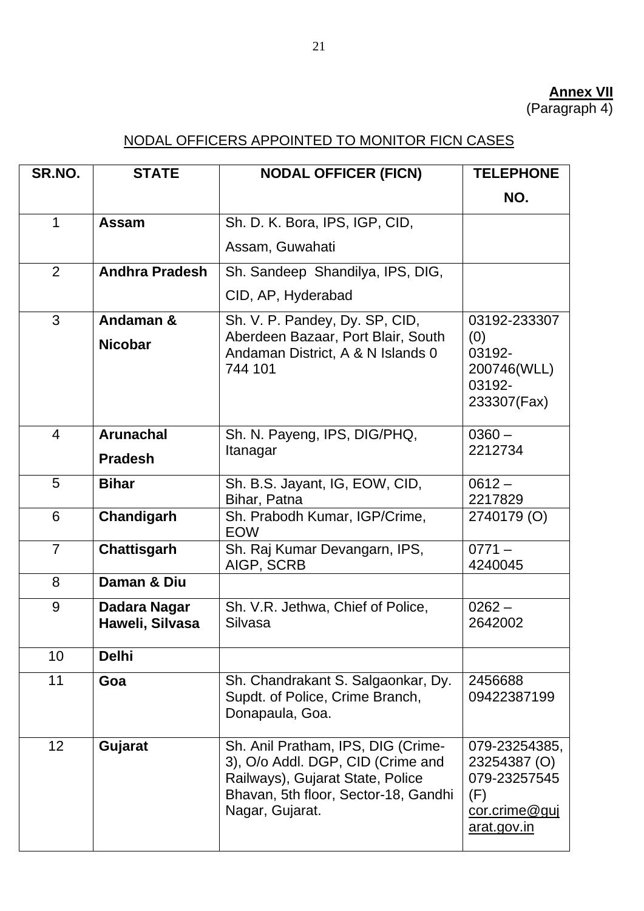**Annex VII**
(Paragraph 4)

## NODAL OFFICERS APPOINTED TO MONITOR FICN CASES

| SR.NO. | STATE | NODAL OFFICER (FICN) | TELEPHONE NO. |
|---|---|---|---|
| 1 | **Assam** | Sh. D. K. Bora, IPS, IGP, CID, Assam, Guwahati | |
| 2 | **Andhra Pradesh** | Sh. Sandeep Shandilya, IPS, DIG, CID, AP, Hyderabad | |
| 3 | **Andaman & Nicobar** | Sh. V. P. Pandey, Dy. SP, CID, Aberdeen Bazaar, Port Blair, South Andaman District, A & N Islands 0 744 101 | 03192-233307 (0) 03192-200746(WLL) 03192-233307(Fax) |
| 4 | **Arunachal Pradesh** | Sh. N. Payeng, IPS, DIG/PHQ, Itanagar | 0360 – 2212734 |
| 5 | **Bihar** | Sh. B.S. Jayant, IG, EOW, CID, Bihar, Patna | 0612 – 2217829 |
| 6 | **Chandigarh** | Sh. Prabodh Kumar, IGP/Crime, EOW | 2740179 (O) |
| 7 | **Chattisgarh** | Sh. Raj Kumar Devangarn, IPS, AIGP, SCRB | 0771 – 4240045 |
| 8 | **Daman & Diu** | | |
| 9 | **Dadara Nagar Haweli, Silvasa** | Sh. V.R. Jethwa, Chief of Police, Silvasa | 0262 – 2642002 |
| 10 | **Delhi** | | |
| 11 | **Goa** | Sh. Chandrakant S. Salgaonkar, Dy. Supdt. of Police, Crime Branch, Donapaula, Goa. | 2456688 09422387199 |
| 12 | **Gujarat** | Sh. Anil Pratham, IPS, DIG (Crime-3), O/o Addl. DGP, CID (Crime and Railways), Gujarat State, Police Bhavan, 5th floor, Sector-18, Gandhi Nagar, Gujarat. | 079-23254385, 23254387 (O) 079-23257545 (F) cor.crime@gujarat.gov.in |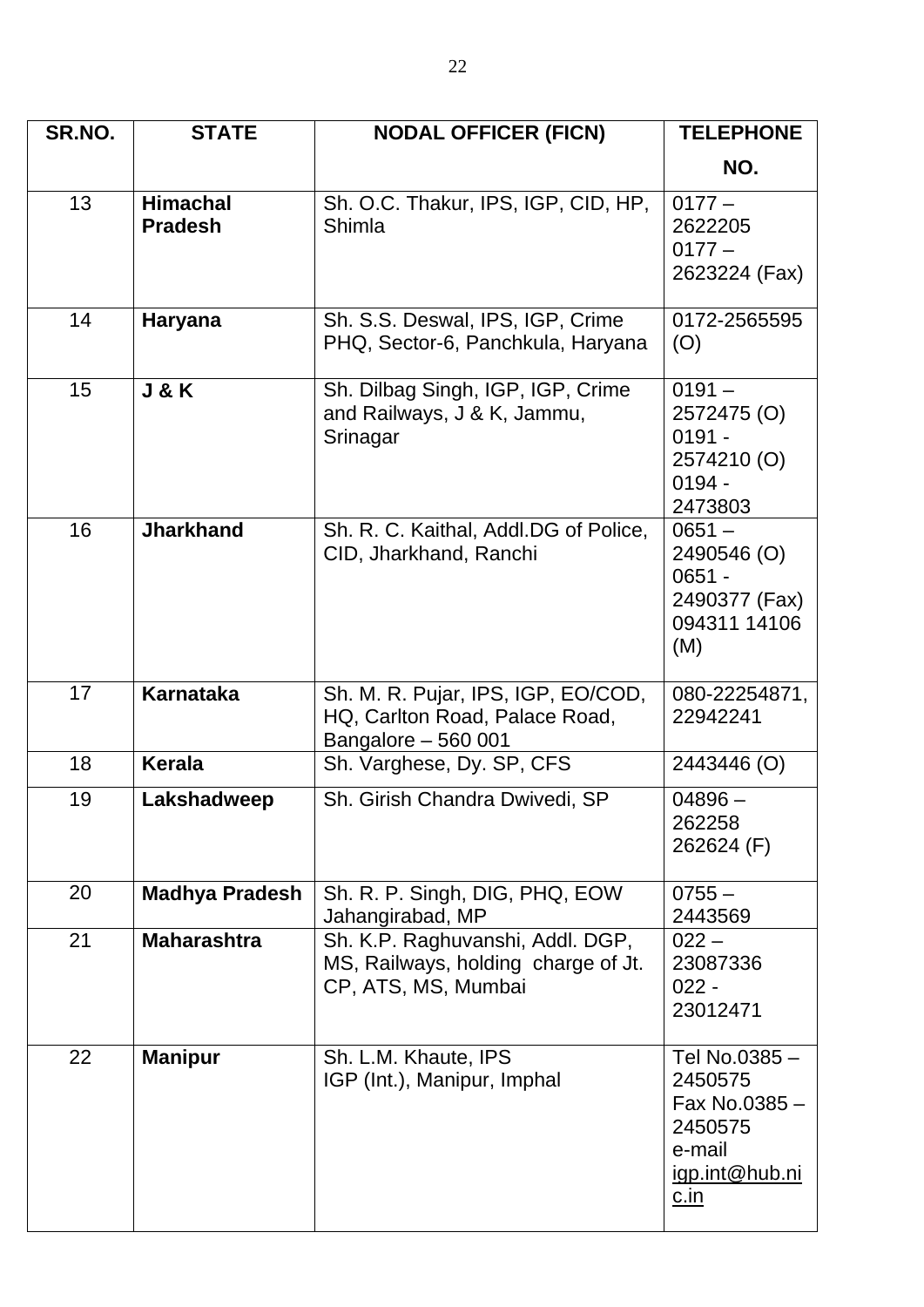| SR.NO. | STATE | NODAL OFFICER (FICN) | TELEPHONE NO. |
|---|---|---|---|
| 13 | **Himachal Pradesh** | Sh. O.C. Thakur, IPS, IGP, CID, HP, Shimla | 0177 – 2622205<br>0177 – 2623224 (Fax) |
| 14 | **Haryana** | Sh. S.S. Deswal, IPS, IGP, Crime PHQ, Sector-6, Panchkula, Haryana | 0172-2565595 (O) |
| 15 | **J & K** | Sh. Dilbag Singh, IGP, IGP, Crime and Railways, J & K, Jammu, Srinagar | 0191 – 2572475 (O)<br>0191 - 2574210 (O)<br>0194 - 2473803 |
| 16 | **Jharkhand** | Sh. R. C. Kaithal, Addl.DG of Police, CID, Jharkhand, Ranchi | 0651 – 2490546 (O)<br>0651 - 2490377 (Fax)<br>094311 14106 (M) |
| 17 | **Karnataka** | Sh. M. R. Pujar, IPS, IGP, EO/COD, HQ, Carlton Road, Palace Road, Bangalore – 560 001 | 080-22254871, 22942241 |
| 18 | **Kerala** | Sh. Varghese, Dy. SP, CFS | 2443446 (O) |
| 19 | **Lakshadweep** | Sh. Girish Chandra Dwivedi, SP | 04896 – 262258<br>262624 (F) |
| 20 | **Madhya Pradesh** | Sh. R. P. Singh, DIG, PHQ, EOW Jahangirabad, MP | 0755 – 2443569 |
| 21 | **Maharashtra** | Sh. K.P. Raghuvanshi, Addl. DGP, MS, Railways, holding charge of Jt. CP, ATS, MS, Mumbai | 022 – 23087336<br>022 - 23012471 |
| 22 | **Manipur** | Sh. L.M. Khaute, IPS<br>IGP (Int.), Manipur, Imphal | Tel No.0385 – 2450575<br>Fax No.0385 – 2450575<br>e-mail igp.int@hub.nic.in |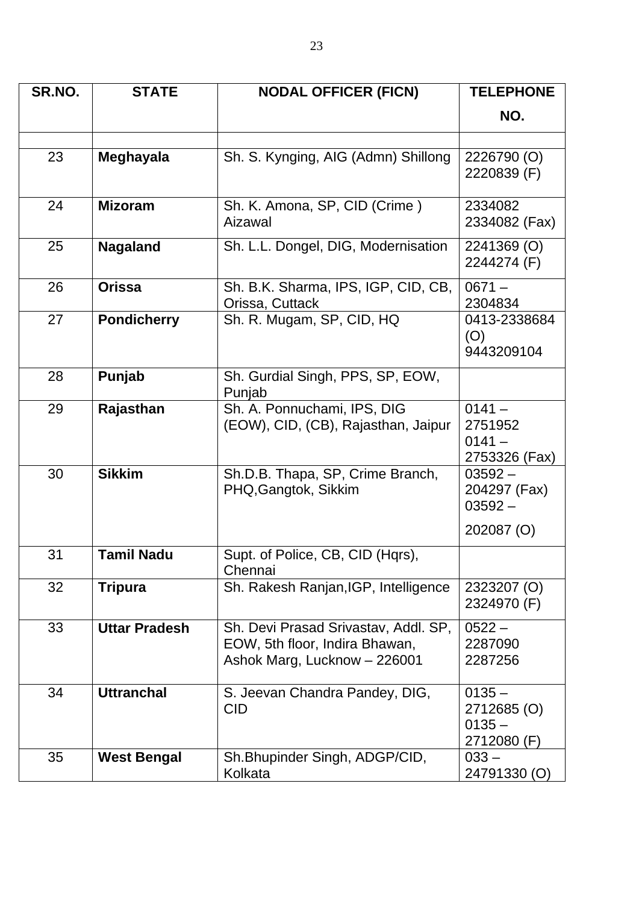| SR.NO. | STATE | NODAL OFFICER (FICN) | TELEPHONE NO. |
|---|---|---|---|
| | | | |
| 23 | **Meghayala** | Sh. S. Kynging, AIG (Admn) Shillong | 2226790 (O) 2220839 (F) |
| 24 | **Mizoram** | Sh. K. Amona, SP, CID (Crime ) Aizawal | 2334082 2334082 (Fax) |
| 25 | **Nagaland** | Sh. L.L. Dongel, DIG, Modernisation | 2241369 (O) 2244274 (F) |
| 26 | **Orissa** | Sh. B.K. Sharma, IPS, IGP, CID, CB, Orissa, Cuttack | 0671 – 2304834 |
| 27 | **Pondicherry** | Sh. R. Mugam, SP, CID, HQ | 0413-2338684 (O) 9443209104 |
| 28 | **Punjab** | Sh. Gurdial Singh, PPS, SP, EOW, Punjab | |
| 29 | **Rajasthan** | Sh. A. Ponnuchami, IPS, DIG (EOW), CID, (CB), Rajasthan, Jaipur | 0141 – 2751952 0141 – 2753326 (Fax) |
| 30 | **Sikkim** | Sh.D.B. Thapa, SP, Crime Branch, PHQ,Gangtok, Sikkim | 03592 – 204297 (Fax) 03592 – 202087 (O) |
| 31 | **Tamil Nadu** | Supt. of Police, CB, CID (Hqrs), Chennai | |
| 32 | **Tripura** | Sh. Rakesh Ranjan,IGP, Intelligence | 2323207 (O) 2324970 (F) |
| 33 | **Uttar Pradesh** | Sh. Devi Prasad Srivastav, Addl. SP, EOW, 5th floor, Indira Bhawan, Ashok Marg, Lucknow – 226001 | 0522 – 2287090 2287256 |
| 34 | **Uttranchal** | S. Jeevan Chandra Pandey, DIG, CID | 0135 – 2712685 (O) 0135 – 2712080 (F) |
| 35 | **West Bengal** | Sh.Bhupinder Singh, ADGP/CID, Kolkata | 033 – 24791330 (O) |